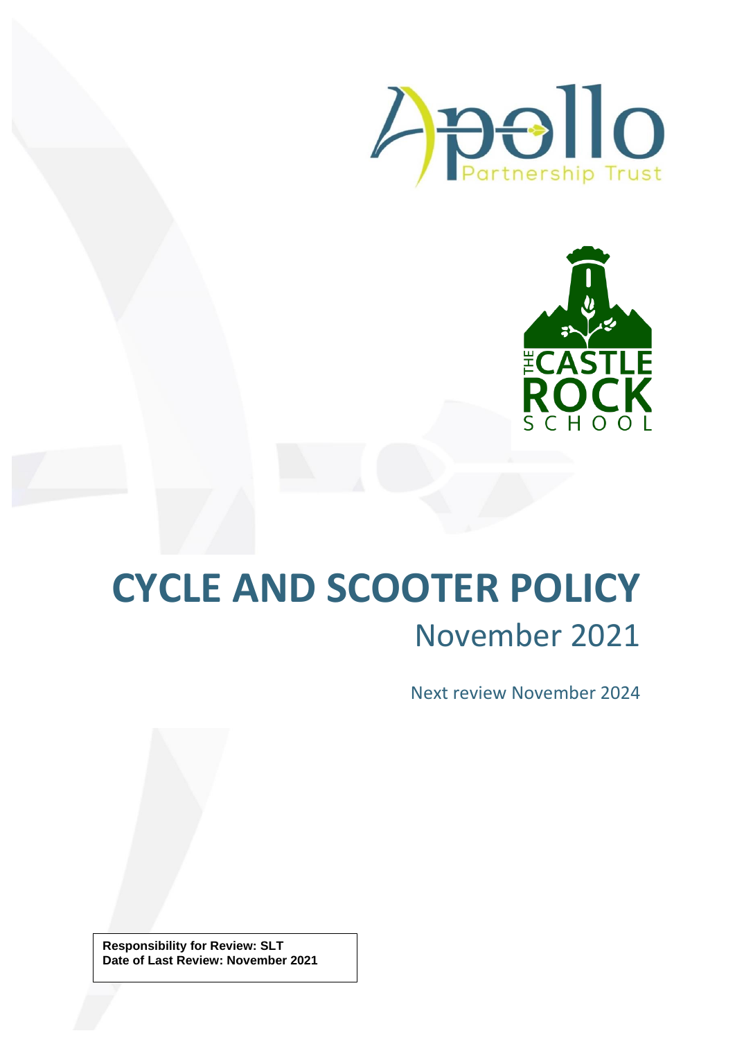# CYCLE AND SCOOTER POLICY

November 2021

Next review November 2024

**Responsibility for Review: SLT**
**Date of Last Review: November 2021**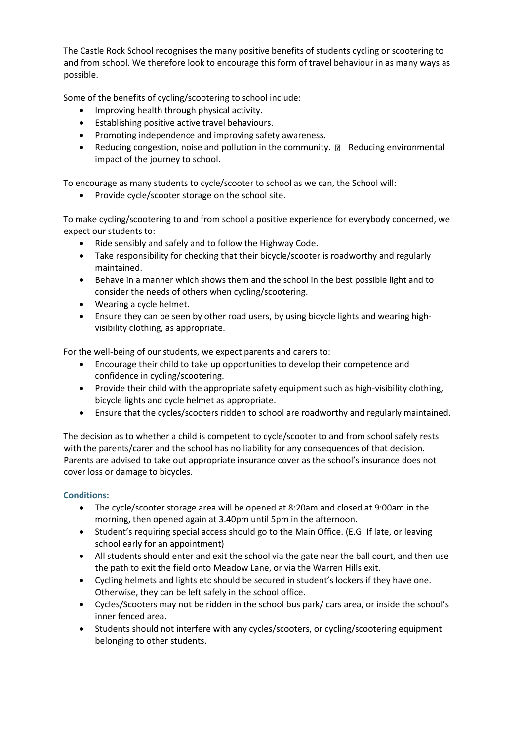The Castle Rock School recognises the many positive benefits of students cycling or scootering to and from school. We therefore look to encourage this form of travel behaviour in as many ways as possible.

Some of the benefits of cycling/scootering to school include:

- Improving health through physical activity.
- Establishing positive active travel behaviours.
- Promoting independence and improving safety awareness.
- Reducing congestion, noise and pollution in the community.  Reducing environmental impact of the journey to school.

To encourage as many students to cycle/scooter to school as we can, the School will:

- Provide cycle/scooter storage on the school site.

To make cycling/scootering to and from school a positive experience for everybody concerned, we expect our students to:

- Ride sensibly and safely and to follow the Highway Code.
- Take responsibility for checking that their bicycle/scooter is roadworthy and regularly maintained.
- Behave in a manner which shows them and the school in the best possible light and to consider the needs of others when cycling/scootering.
- Wearing a cycle helmet.
- Ensure they can be seen by other road users, by using bicycle lights and wearing high-visibility clothing, as appropriate.

For the well-being of our students, we expect parents and carers to:

- Encourage their child to take up opportunities to develop their competence and confidence in cycling/scootering.
- Provide their child with the appropriate safety equipment such as high-visibility clothing, bicycle lights and cycle helmet as appropriate.
- Ensure that the cycles/scooters ridden to school are roadworthy and regularly maintained.

The decision as to whether a child is competent to cycle/scooter to and from school safely rests with the parents/carer and the school has no liability for any consequences of that decision. Parents are advised to take out appropriate insurance cover as the school's insurance does not cover loss or damage to bicycles.

### Conditions:

- The cycle/scooter storage area will be opened at 8:20am and closed at 9:00am in the morning, then opened again at 3.40pm until 5pm in the afternoon.
- Student's requiring special access should go to the Main Office. (E.G. If late, or leaving school early for an appointment)
- All students should enter and exit the school via the gate near the ball court, and then use the path to exit the field onto Meadow Lane, or via the Warren Hills exit.
- Cycling helmets and lights etc should be secured in student's lockers if they have one. Otherwise, they can be left safely in the school office.
- Cycles/Scooters may not be ridden in the school bus park/ cars area, or inside the school's inner fenced area.
- Students should not interfere with any cycles/scooters, or cycling/scootering equipment belonging to other students.